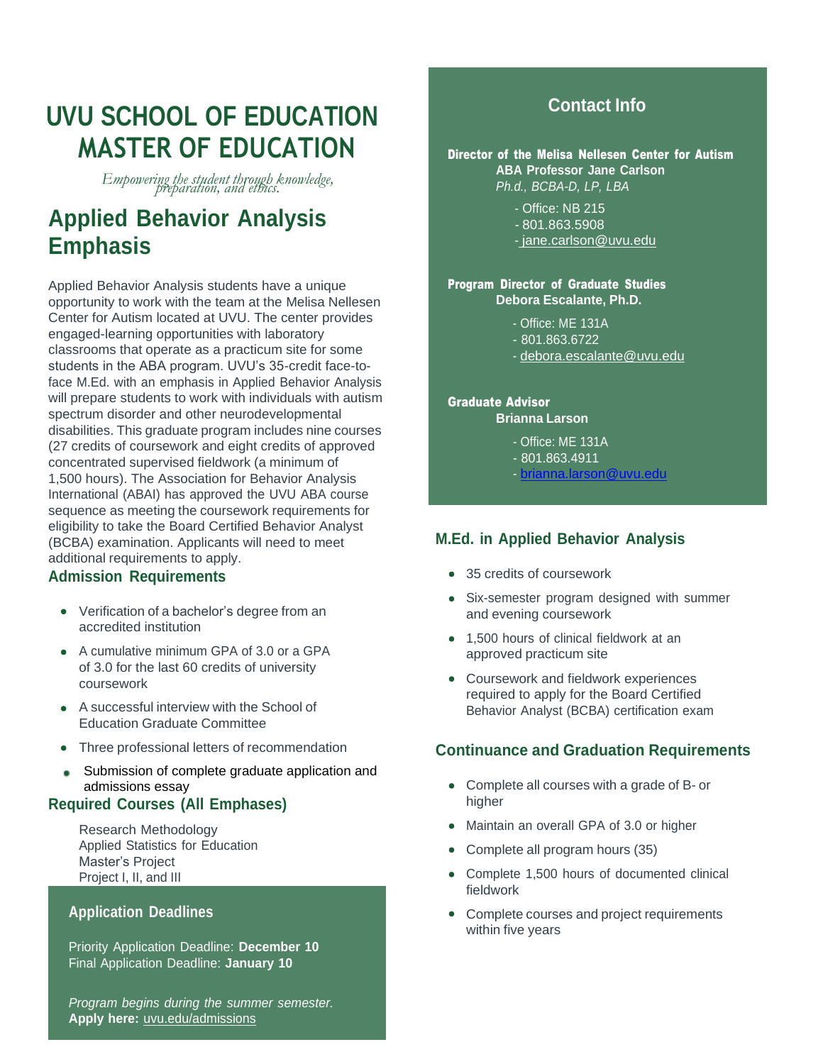# UVU SCHOOL OF EDUCATION MASTER OF EDUCATION

*Empowering the student through knowledge, preparation, and ethics.*

## Applied Behavior Analysis Emphasis

Applied Behavior Analysis students have a unique opportunity to work with the team at the Melisa Nellesen Center for Autism located at UVU. The center provides engaged-learning opportunities with laboratory classrooms that operate as a practicum site for some students in the ABA program. UVU's 35-credit face-to-face M.Ed. with an emphasis in Applied Behavior Analysis will prepare students to work with individuals with autism spectrum disorder and other neurodevelopmental disabilities. This graduate program includes nine courses (27 credits of coursework and eight credits of approved concentrated supervised fieldwork (a minimum of 1,500 hours). The Association for Behavior Analysis International (ABAI) has approved the UVU ABA course sequence as meeting the coursework requirements for eligibility to take the Board Certified Behavior Analyst (BCBA) examination. Applicants will need to meet additional requirements to apply.

### Admission Requirements

- Verification of a bachelor's degree from an accredited institution
- A cumulative minimum GPA of 3.0 or a GPA of 3.0 for the last 60 credits of university coursework
- A successful interview with the School of Education Graduate Committee
- Three professional letters of recommendation
- Submission of complete graduate application and admissions essay

### Required Courses (All Emphases)

Research Methodology
Applied Statistics for Education
Master's Project
Project I, II, and III

### Application Deadlines

Priority Application Deadline: **December 10**
Final Application Deadline: **January 10**

*Program begins during the summer semester.*
**Apply here:** uvu.edu/admissions

### Contact Info

**Director of the Melisa Nellesen Center for Autism**
**ABA Professor Jane Carlson**
*Ph.d., BCBA-D, LP, LBA*

- Office: NB 215
- 801.863.5908
- jane.carlson@uvu.edu

**Program Director of Graduate Studies**
**Debora Escalante, Ph.D.**

- Office: ME 131A
- 801.863.6722
- debora.escalante@uvu.edu

**Graduate Advisor**
**Brianna Larson**

- Office: ME 131A
- 801.863.4911
- brianna.larson@uvu.edu

### M.Ed. in Applied Behavior Analysis

- 35 credits of coursework
- Six-semester program designed with summer and evening coursework
- 1,500 hours of clinical fieldwork at an approved practicum site
- Coursework and fieldwork experiences required to apply for the Board Certified Behavior Analyst (BCBA) certification exam

### Continuance and Graduation Requirements

- Complete all courses with a grade of B- or higher
- Maintain an overall GPA of 3.0 or higher
- Complete all program hours (35)
- Complete 1,500 hours of documented clinical fieldwork
- Complete courses and project requirements within five years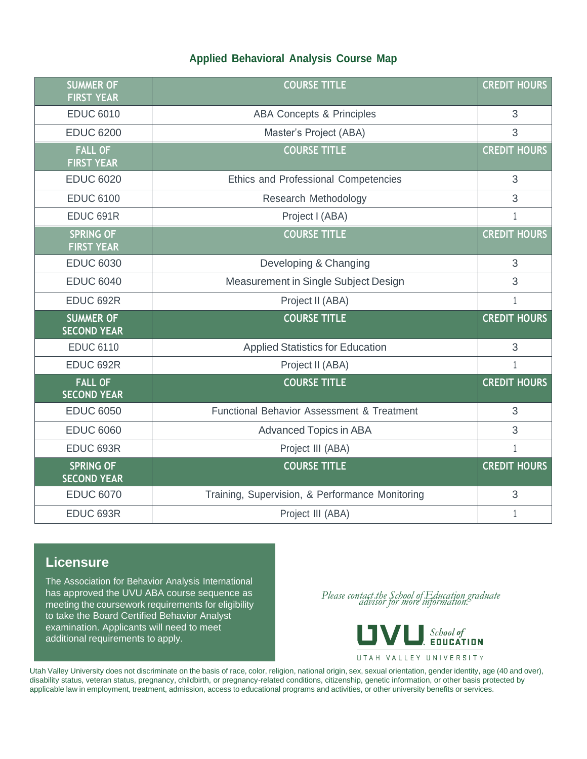## Applied Behavioral Analysis Course Map

| SUMMER OF FIRST YEAR | COURSE TITLE | CREDIT HOURS |
|---|---|---|
| EDUC 6010 | ABA Concepts & Principles | 3 |
| EDUC 6200 | Master's Project (ABA) | 3 |
| **FALL OF FIRST YEAR** | **COURSE TITLE** | **CREDIT HOURS** |
| EDUC 6020 | Ethics and Professional Competencies | 3 |
| EDUC 6100 | Research Methodology | 3 |
| EDUC 691R | Project I (ABA) | 1 |
| **SPRING OF FIRST YEAR** | **COURSE TITLE** | **CREDIT HOURS** |
| EDUC 6030 | Developing & Changing | 3 |
| EDUC 6040 | Measurement in Single Subject Design | 3 |
| EDUC 692R | Project II (ABA) | 1 |
| **SUMMER OF SECOND YEAR** | **COURSE TITLE** | **CREDIT HOURS** |
| EDUC 6110 | Applied Statistics for Education | 3 |
| EDUC 692R | Project II (ABA) | 1 |
| **FALL OF SECOND YEAR** | **COURSE TITLE** | **CREDIT HOURS** |
| EDUC 6050 | Functional Behavior Assessment & Treatment | 3 |
| EDUC 6060 | Advanced Topics in ABA | 3 |
| EDUC 693R | Project III (ABA) | 1 |
| **SPRING OF SECOND YEAR** | **COURSE TITLE** | **CREDIT HOURS** |
| EDUC 6070 | Training, Supervision, & Performance Monitoring | 3 |
| EDUC 693R | Project III (ABA) | 1 |

### Licensure

The Association for Behavior Analysis International has approved the UVU ABA course sequence as meeting the coursework requirements for eligibility to take the Board Certified Behavior Analyst examination. Applicants will need to meet additional requirements to apply.

*Please contact the School of Education graduate advisor for more information.*

UVU School of EDUCATION
UTAH VALLEY UNIVERSITY

Utah Valley University does not discriminate on the basis of race, color, religion, national origin, sex, sexual orientation, gender identity, age (40 and over), disability status, veteran status, pregnancy, childbirth, or pregnancy-related conditions, citizenship, genetic information, or other basis protected by applicable law in employment, treatment, admission, access to educational programs and activities, or other university benefits or services.